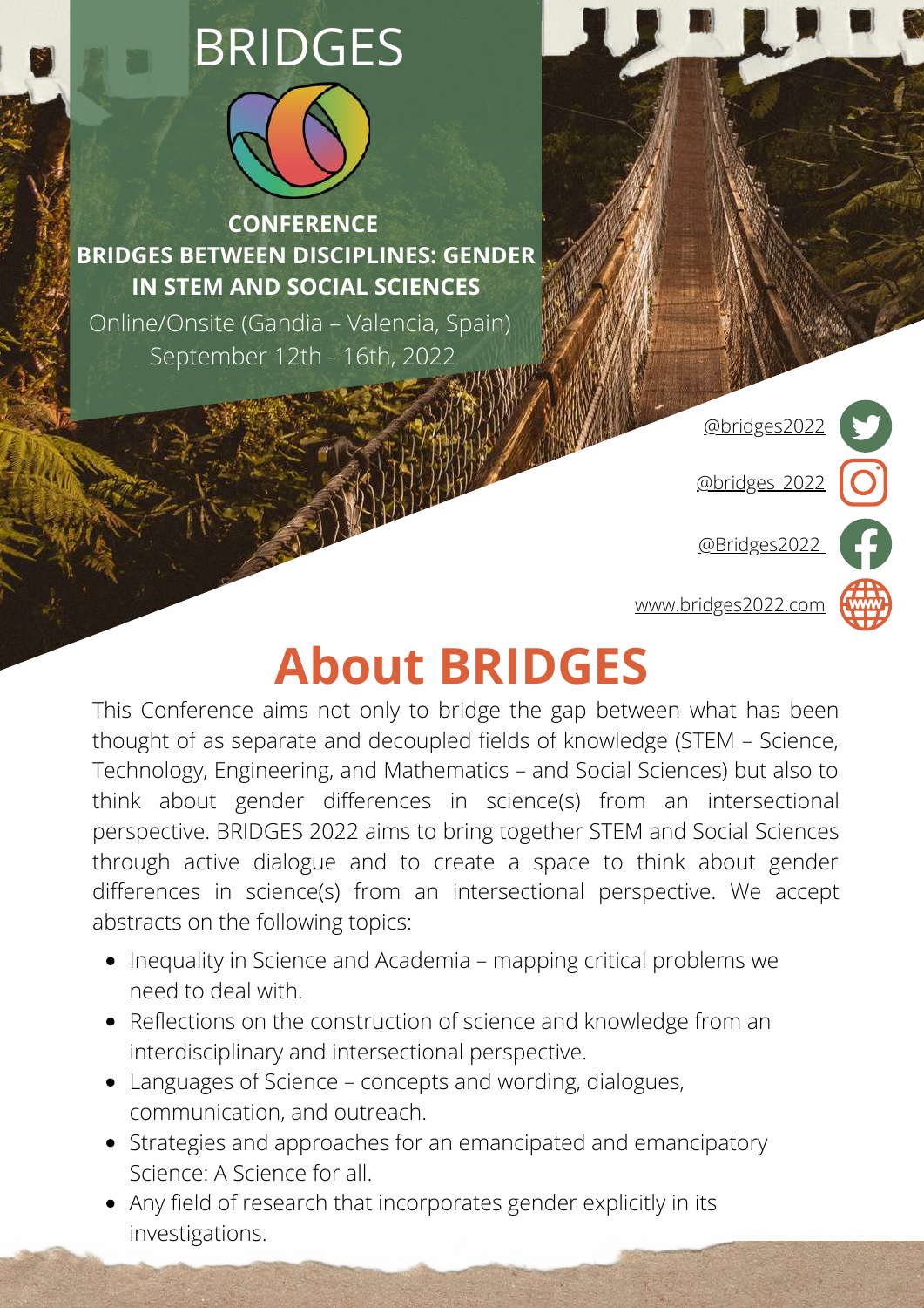# BRIDGES

**CONFERENCE**
**BRIDGES BETWEEN DISCIPLINES: GENDER IN STEM AND SOCIAL SCIENCES**

Online/Onsite (Gandia – Valencia, Spain)
September 12th - 16th, 2022

@bridges2022

@bridges_2022

@Bridges2022

www.bridges2022.com

## About BRIDGES

This Conference aims not only to bridge the gap between what has been thought of as separate and decoupled fields of knowledge (STEM – Science, Technology, Engineering, and Mathematics – and Social Sciences) but also to think about gender differences in science(s) from an intersectional perspective. BRIDGES 2022 aims to bring together STEM and Social Sciences through active dialogue and to create a space to think about gender differences in science(s) from an intersectional perspective. We accept abstracts on the following topics:

- Inequality in Science and Academia – mapping critical problems we need to deal with.
- Reflections on the construction of science and knowledge from an interdisciplinary and intersectional perspective.
- Languages of Science – concepts and wording, dialogues, communication, and outreach.
- Strategies and approaches for an emancipated and emancipatory Science: A Science for all.
- Any field of research that incorporates gender explicitly in its investigations.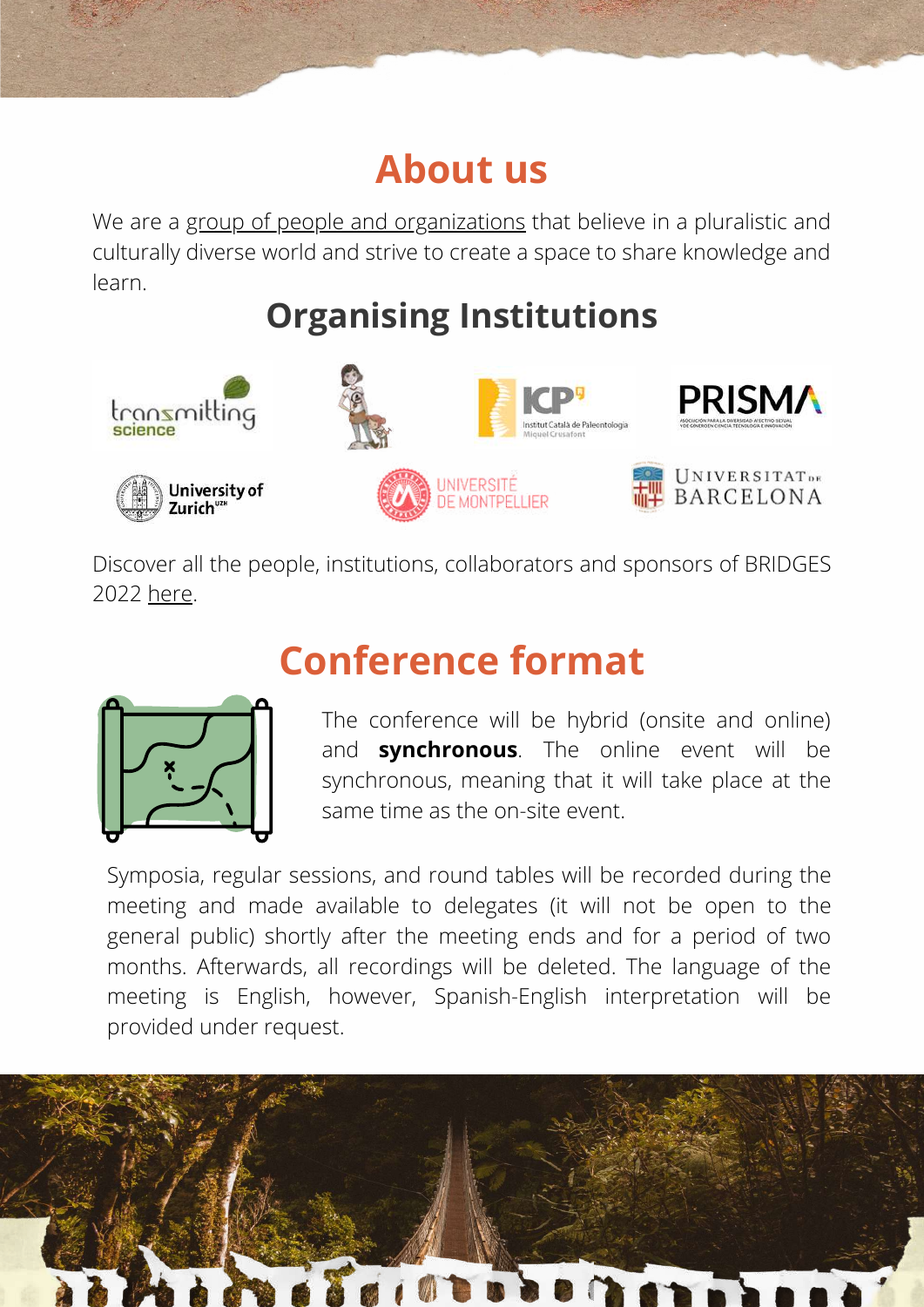# About us

We are a group of people and organizations that believe in a pluralistic and culturally diverse world and strive to create a space to share knowledge and learn.

## Organising Institutions

Discover all the people, institutions, collaborators and sponsors of BRIDGES 2022 here.

# Conference format

The conference will be hybrid (onsite and online) and **synchronous**. The online event will be synchronous, meaning that it will take place at the same time as the on-site event.

Symposia, regular sessions, and round tables will be recorded during the meeting and made available to delegates (it will not be open to the general public) shortly after the meeting ends and for a period of two months. Afterwards, all recordings will be deleted. The language of the meeting is English, however, Spanish-English interpretation will be provided under request.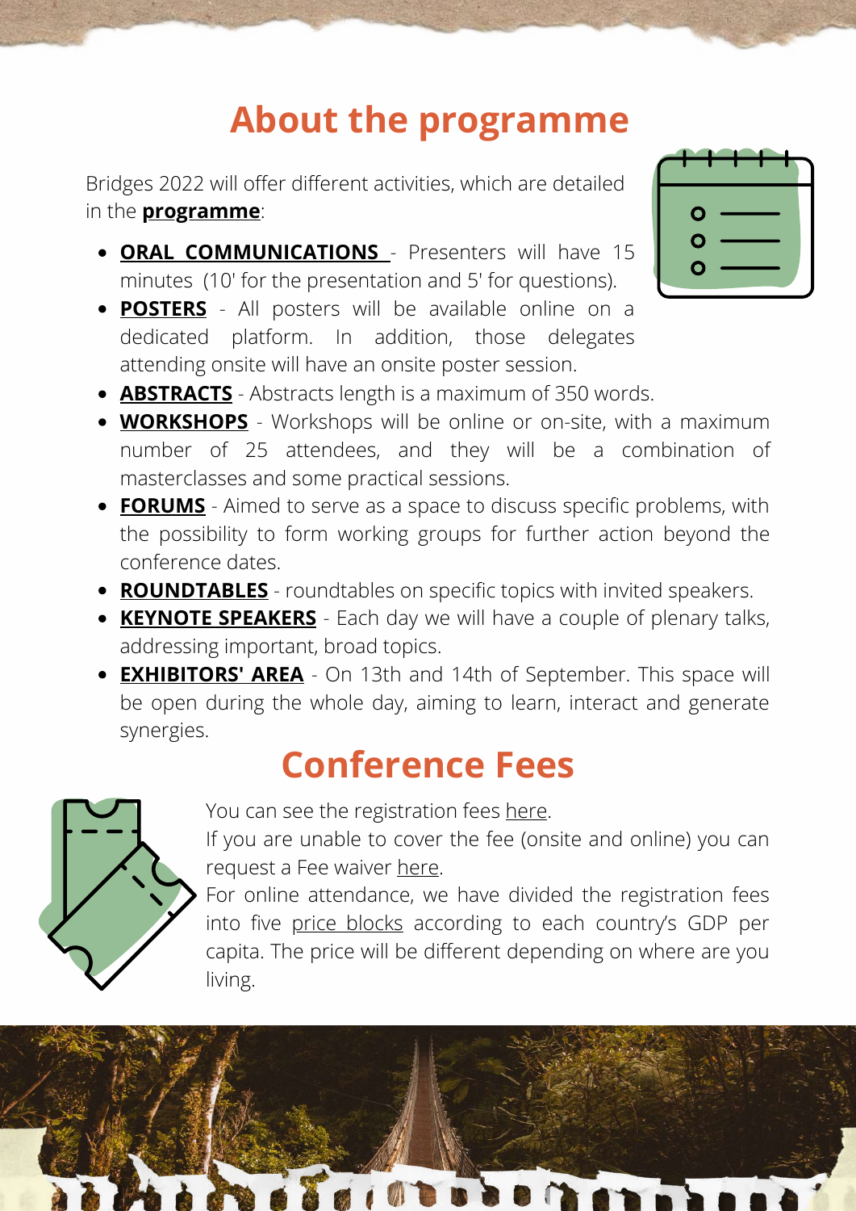# About the programme

Bridges 2022 will offer different activities, which are detailed in the **programme**:

- **ORAL COMMUNICATIONS** - Presenters will have 15 minutes (10' for the presentation and 5' for questions).
- **POSTERS** - All posters will be available online on a dedicated platform. In addition, those delegates attending onsite will have an onsite poster session.
- **ABSTRACTS** - Abstracts length is a maximum of 350 words.
- **WORKSHOPS** - Workshops will be online or on-site, with a maximum number of 25 attendees, and they will be a combination of masterclasses and some practical sessions.
- **FORUMS** - Aimed to serve as a space to discuss specific problems, with the possibility to form working groups for further action beyond the conference dates.
- **ROUNDTABLES** - roundtables on specific topics with invited speakers.
- **KEYNOTE SPEAKERS** - Each day we will have a couple of plenary talks, addressing important, broad topics.
- **EXHIBITORS' AREA** - On 13th and 14th of September. This space will be open during the whole day, aiming to learn, interact and generate synergies.

# Conference Fees

You can see the registration fees here.

If you are unable to cover the fee (onsite and online) you can request a Fee waiver here.

For online attendance, we have divided the registration fees into five price blocks according to each country's GDP per capita. The price will be different depending on where are you living.